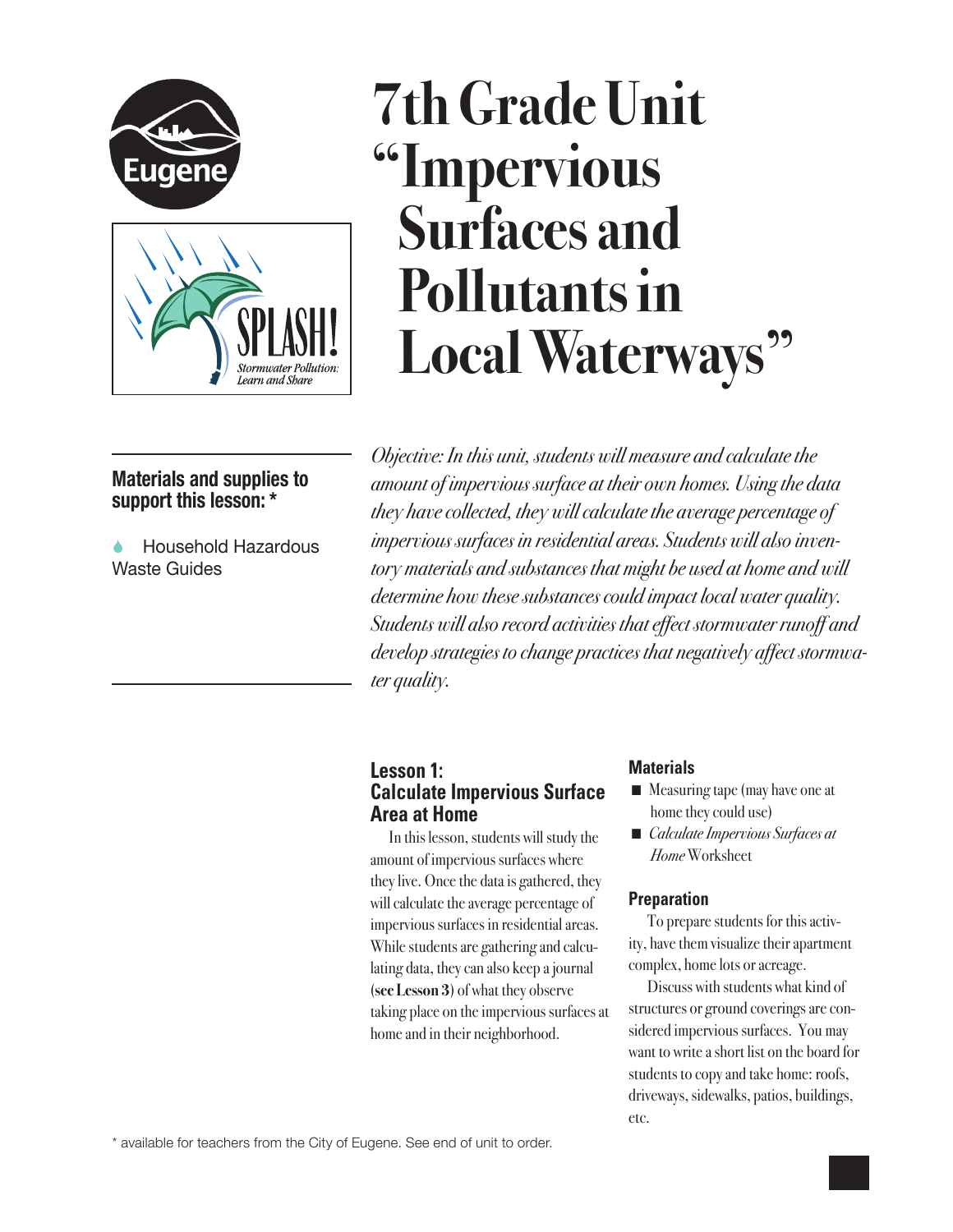# 7th Grade Unit "Impervious Surfaces and Pollutants in Local Waterways"

**Materials and supplies to support this lesson: ***

- Household Hazardous Waste Guides

*Objective: In this unit, students will measure and calculate the amount of impervious surface at their own homes. Using the data they have collected, they will calculate the average percentage of impervious surfaces in residential areas. Students will also inventory materials and substances that might be used at home and will determine how these substances could impact local water quality. Students will also record activities that effect stormwater runoff and develop strategies to change practices that negatively affect stormwater quality.*

## Lesson 1: Calculate Impervious Surface Area at Home

In this lesson, students will study the amount of impervious surfaces where they live. Once the data is gathered, they will calculate the average percentage of impervious surfaces in residential areas. While students are gathering and calculating data, they can also keep a journal (**see Lesson 3**) of what they observe taking place on the impervious surfaces at home and in their neighborhood.

### Materials

- Measuring tape (may have one at home they could use)
- *Calculate Impervious Surfaces at Home* Worksheet

### Preparation

To prepare students for this activity, have them visualize their apartment complex, home lots or acreage.

Discuss with students what kind of structures or ground coverings are considered impervious surfaces. You may want to write a short list on the board for students to copy and take home: roofs, driveways, sidewalks, patios, buildings, etc.

* available for teachers from the City of Eugene. See end of unit to order.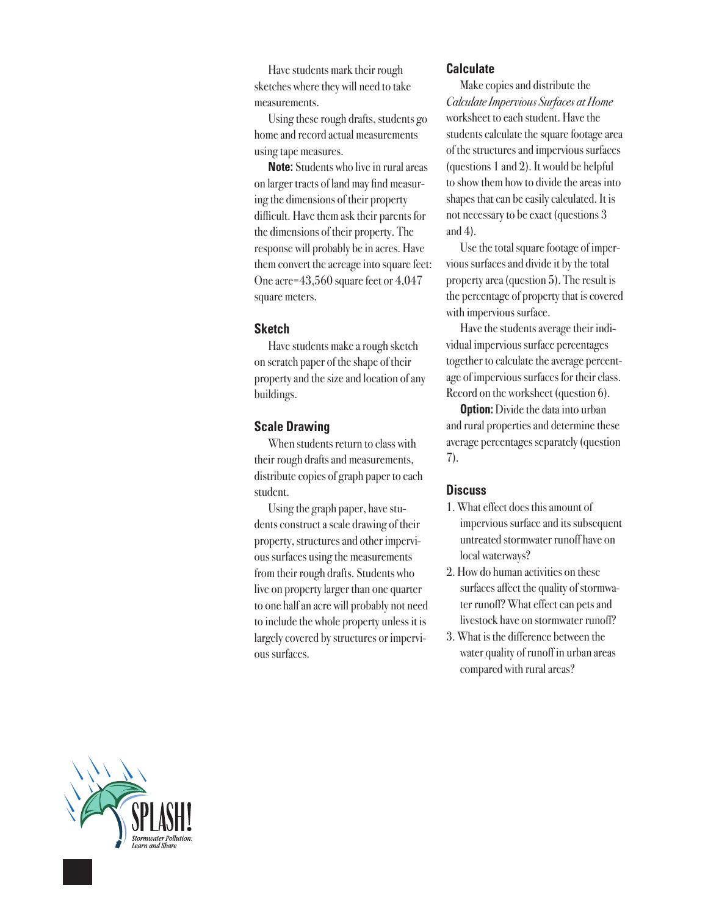Have students mark their rough sketches where they will need to take measurements.

Using these rough drafts, students go home and record actual measurements using tape measures.

**Note:** Students who live in rural areas on larger tracts of land may find measuring the dimensions of their property difficult. Have them ask their parents for the dimensions of their property. The response will probably be in acres. Have them convert the acreage into square feet: One acre=43,560 square feet or 4,047 square meters.

### Sketch

Have students make a rough sketch on scratch paper of the shape of their property and the size and location of any buildings.

### Scale Drawing

When students return to class with their rough drafts and measurements, distribute copies of graph paper to each student.

Using the graph paper, have students construct a scale drawing of their property, structures and other impervious surfaces using the measurements from their rough drafts. Students who live on property larger than one quarter to one half an acre will probably not need to include the whole property unless it is largely covered by structures or impervious surfaces.

### Calculate

Make copies and distribute the *Calculate Impervious Surfaces at Home* worksheet to each student. Have the students calculate the square footage area of the structures and impervious surfaces (questions 1 and 2). It would be helpful to show them how to divide the areas into shapes that can be easily calculated. It is not necessary to be exact (questions 3 and 4).

Use the total square footage of impervious surfaces and divide it by the total property area (question 5). The result is the percentage of property that is covered with impervious surface.

Have the students average their individual impervious surface percentages together to calculate the average percentage of impervious surfaces for their class. Record on the worksheet (question 6).

**Option:** Divide the data into urban and rural properties and determine these average percentages separately (question 7).

### Discuss

1. What effect does this amount of impervious surface and its subsequent untreated stormwater runoff have on local waterways?
2. How do human activities on these surfaces affect the quality of stormwater runoff? What effect can pets and livestock have on stormwater runoff?
3. What is the difference between the water quality of runoff in urban areas compared with rural areas?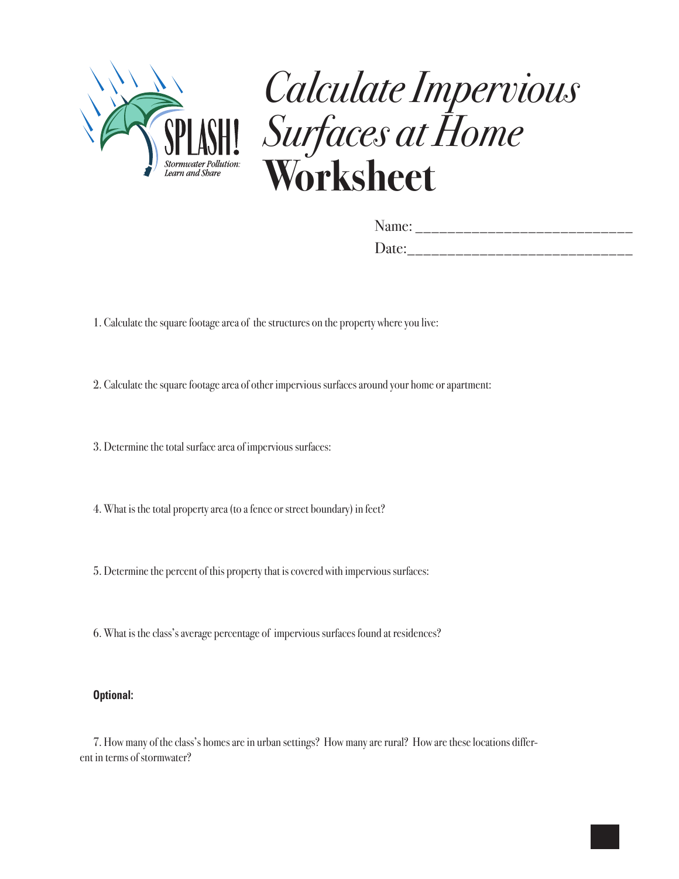# *Calculate Impervious Surfaces at Home* Worksheet

Name: ___________________________

Date:____________________________

1. Calculate the square footage area of the structures on the property where you live:

2. Calculate the square footage area of other impervious surfaces around your home or apartment:

3. Determine the total surface area of impervious surfaces:

4. What is the total property area (to a fence or street boundary) in feet?

5. Determine the percent of this property that is covered with impervious surfaces:

6. What is the class's average percentage of impervious surfaces found at residences?

**Optional:**

7. How many of the class's homes are in urban settings? How many are rural? How are these locations different in terms of stormwater?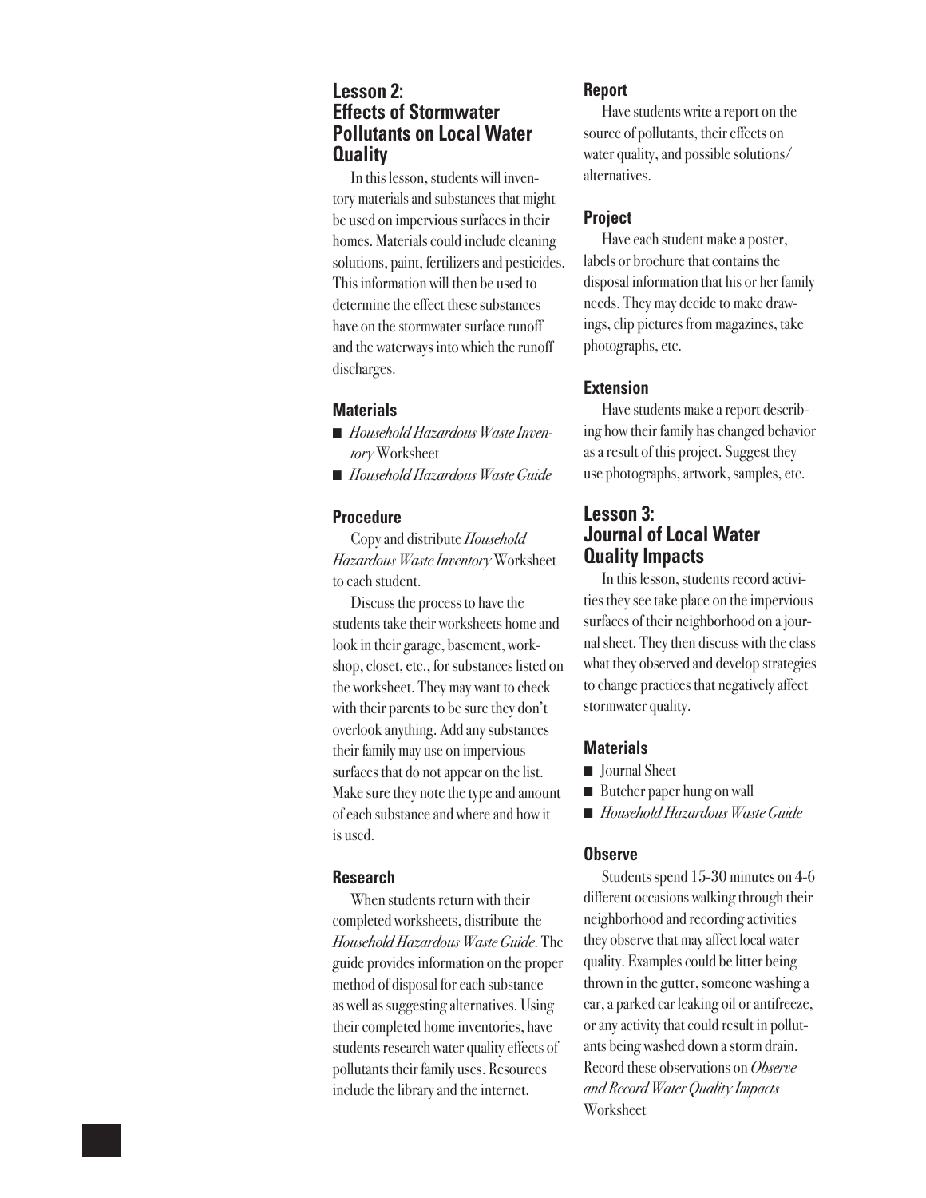## Lesson 2: Effects of Stormwater Pollutants on Local Water Quality

In this lesson, students will inventory materials and substances that might be used on impervious surfaces in their homes. Materials could include cleaning solutions, paint, fertilizers and pesticides. This information will then be used to determine the effect these substances have on the stormwater surface runoff and the waterways into which the runoff discharges.

### Materials

- *Household Hazardous Waste Inventory* Worksheet
- *Household Hazardous Waste Guide*

### Procedure

Copy and distribute *Household Hazardous Waste Inventory* Worksheet to each student.

Discuss the process to have the students take their worksheets home and look in their garage, basement, workshop, closet, etc., for substances listed on the worksheet. They may want to check with their parents to be sure they don't overlook anything. Add any substances their family may use on impervious surfaces that do not appear on the list. Make sure they note the type and amount of each substance and where and how it is used.

### Research

When students return with their completed worksheets, distribute the *Household Hazardous Waste Guide*. The guide provides information on the proper method of disposal for each substance as well as suggesting alternatives. Using their completed home inventories, have students research water quality effects of pollutants their family uses. Resources include the library and the internet.

### Report

Have students write a report on the source of pollutants, their effects on water quality, and possible solutions/alternatives.

### Project

Have each student make a poster, labels or brochure that contains the disposal information that his or her family needs. They may decide to make drawings, clip pictures from magazines, take photographs, etc.

### Extension

Have students make a report describing how their family has changed behavior as a result of this project. Suggest they use photographs, artwork, samples, etc.

## Lesson 3: Journal of Local Water Quality Impacts

In this lesson, students record activities they see take place on the impervious surfaces of their neighborhood on a journal sheet. They then discuss with the class what they observed and develop strategies to change practices that negatively affect stormwater quality.

### Materials

- Journal Sheet
- Butcher paper hung on wall
- *Household Hazardous Waste Guide*

### Observe

Students spend 15-30 minutes on 4-6 different occasions walking through their neighborhood and recording activities they observe that may affect local water quality. Examples could be litter being thrown in the gutter, someone washing a car, a parked car leaking oil or antifreeze, or any activity that could result in pollutants being washed down a storm drain. Record these observations on *Observe and Record Water Quality Impacts* Worksheet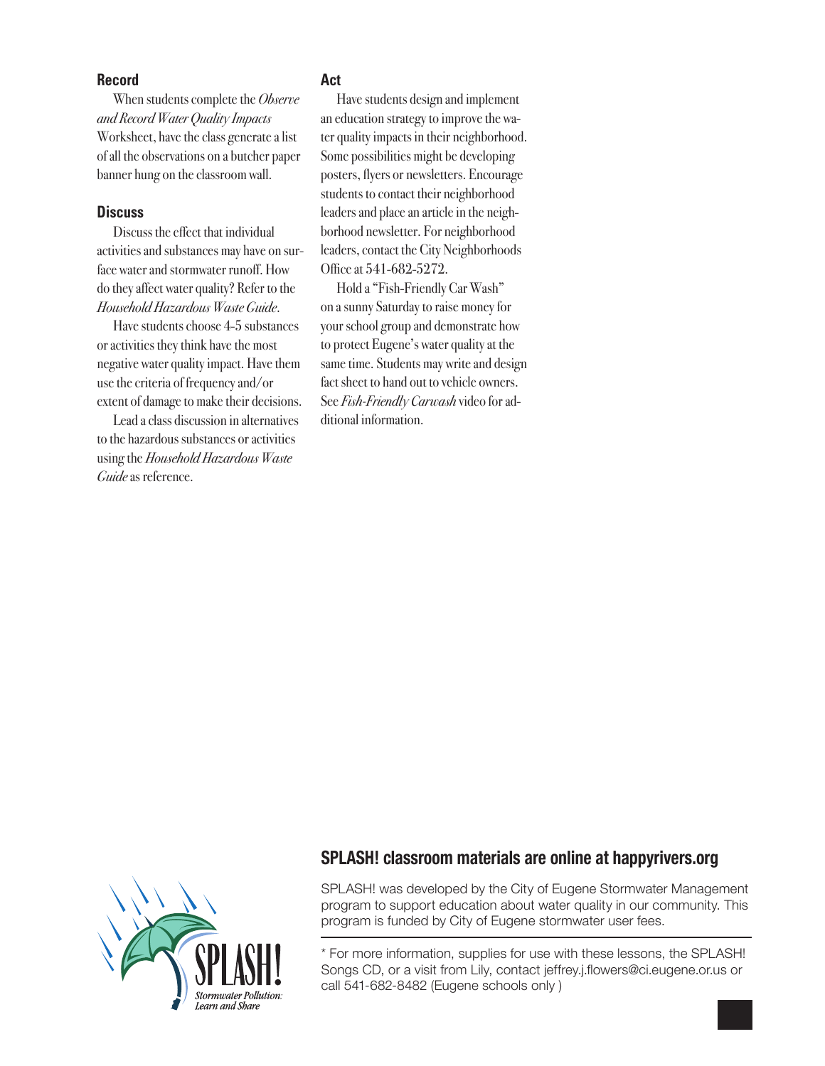## Record

When students complete the *Observe and Record Water Quality Impacts* Worksheet, have the class generate a list of all the observations on a butcher paper banner hung on the classroom wall.

## Discuss

Discuss the effect that individual activities and substances may have on surface water and stormwater runoff. How do they affect water quality? Refer to the *Household Hazardous Waste Guide*.

Have students choose 4-5 substances or activities they think have the most negative water quality impact. Have them use the criteria of frequency and/or extent of damage to make their decisions.

Lead a class discussion in alternatives to the hazardous substances or activities using the *Household Hazardous Waste Guide* as reference.

## Act

Have students design and implement an education strategy to improve the water quality impacts in their neighborhood. Some possibilities might be developing posters, flyers or newsletters. Encourage students to contact their neighborhood leaders and place an article in the neighborhood newsletter. For neighborhood leaders, contact the City Neighborhoods Office at 541-682-5272.

Hold a "Fish-Friendly Car Wash" on a sunny Saturday to raise money for your school group and demonstrate how to protect Eugene's water quality at the same time. Students may write and design fact sheet to hand out to vehicle owners. See *Fish-Friendly Carwash* video for additional information.

SPLASH! Stormwater Pollution: Learn and Share

## SPLASH! classroom materials are online at happyrivers.org

SPLASH! was developed by the City of Eugene Stormwater Management program to support education about water quality in our community. This program is funded by City of Eugene stormwater user fees.

* For more information, supplies for use with these lessons, the SPLASH! Songs CD, or a visit from Lily, contact jeffrey.j.flowers@ci.eugene.or.us or call 541-682-8482 (Eugene schools only )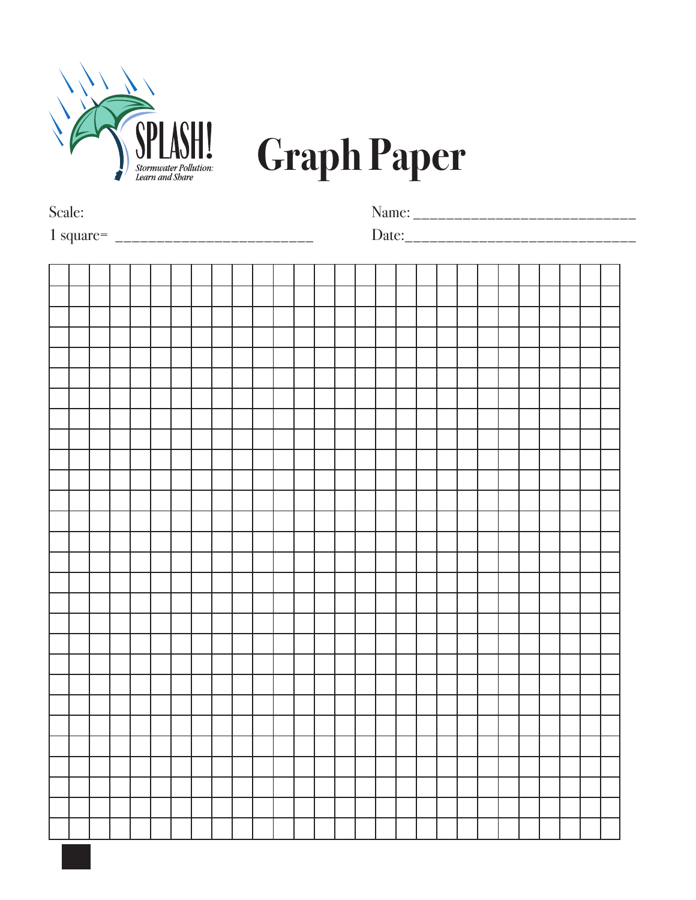SPLASH!

Stormwater Pollution: Learn and Share

# Graph Paper

Scale:

1 square= _________________________

Name: ___________________________

Date:____________________________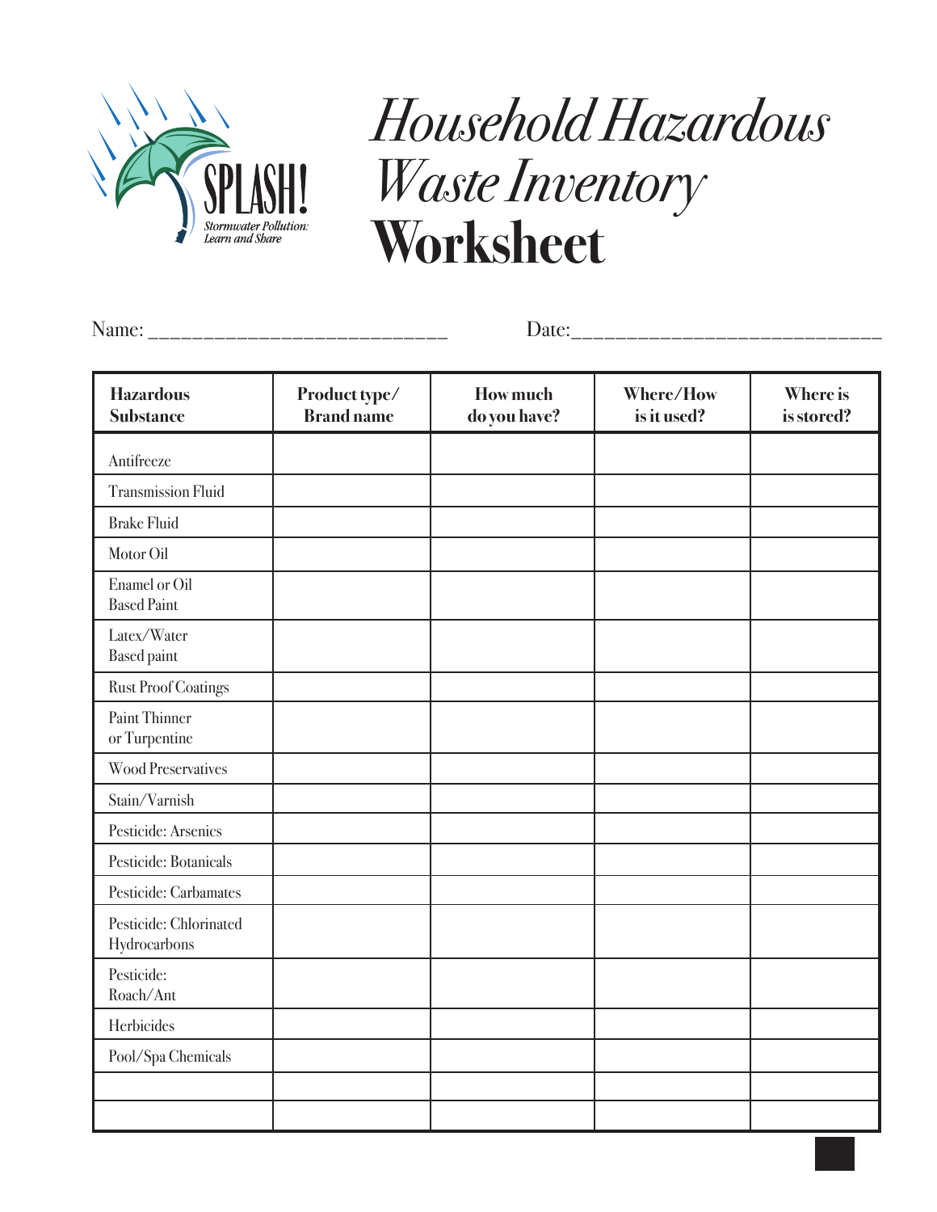SPLASH!

Stormwater Pollution: Learn and Share

# *Household Hazardous Waste Inventory* **Worksheet**

Name: ___________________________ Date:___________________________

| Hazardous Substance | Product type/ Brand name | How much do you have? | Where/How is it used? | Where is is stored? |
|---|---|---|---|---|
| Antifreeze | | | | |
| Transmission Fluid | | | | |
| Brake Fluid | | | | |
| Motor Oil | | | | |
| Enamel or Oil Based Paint | | | | |
| Latex/Water Based paint | | | | |
| Rust Proof Coatings | | | | |
| Paint Thinner or Turpentine | | | | |
| Wood Preservatives | | | | |
| Stain/Varnish | | | | |
| Pesticide: Arsenics | | | | |
| Pesticide: Botanicals | | | | |
| Pesticide: Carbamates | | | | |
| Pesticide: Chlorinated Hydrocarbons | | | | |
| Pesticide: Roach/Ant | | | | |
| Herbicides | | | | |
| Pool/Spa Chemicals | | | | |
| | | | | |
| | | | | |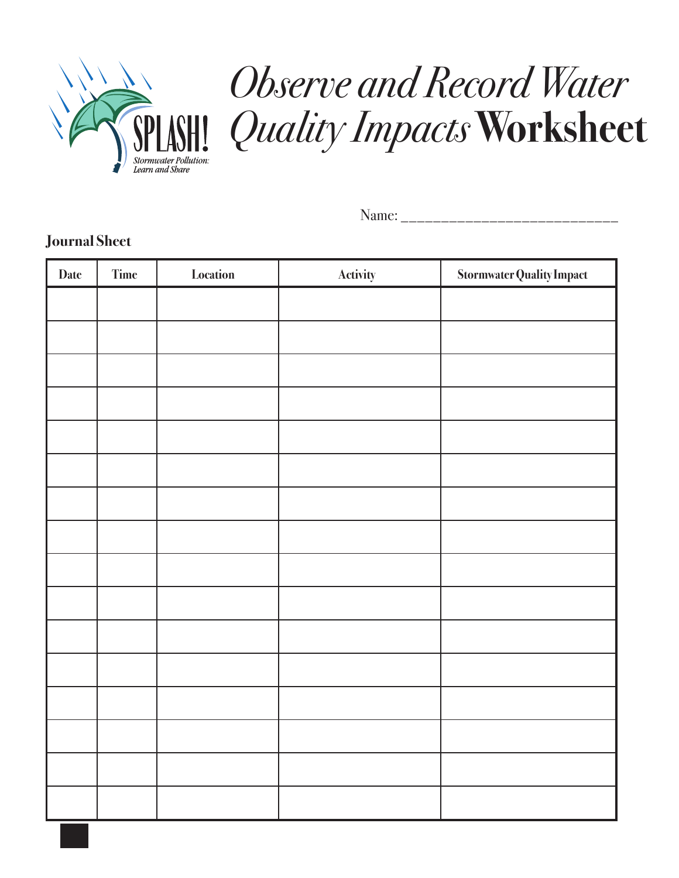SPLASH!

Stormwater Pollution: Learn and Share

# *Observe and Record Water Quality Impacts* **Worksheet**

Name: ___________________________

**Journal Sheet**

| Date | Time | Location | Activity | Stormwater Quality Impact |
|---|---|---|---|---|
| | | | | |
| | | | | |
| | | | | |
| | | | | |
| | | | | |
| | | | | |
| | | | | |
| | | | | |
| | | | | |
| | | | | |
| | | | | |
| | | | | |
| | | | | |
| | | | | |
| | | | | |
| | | | | |